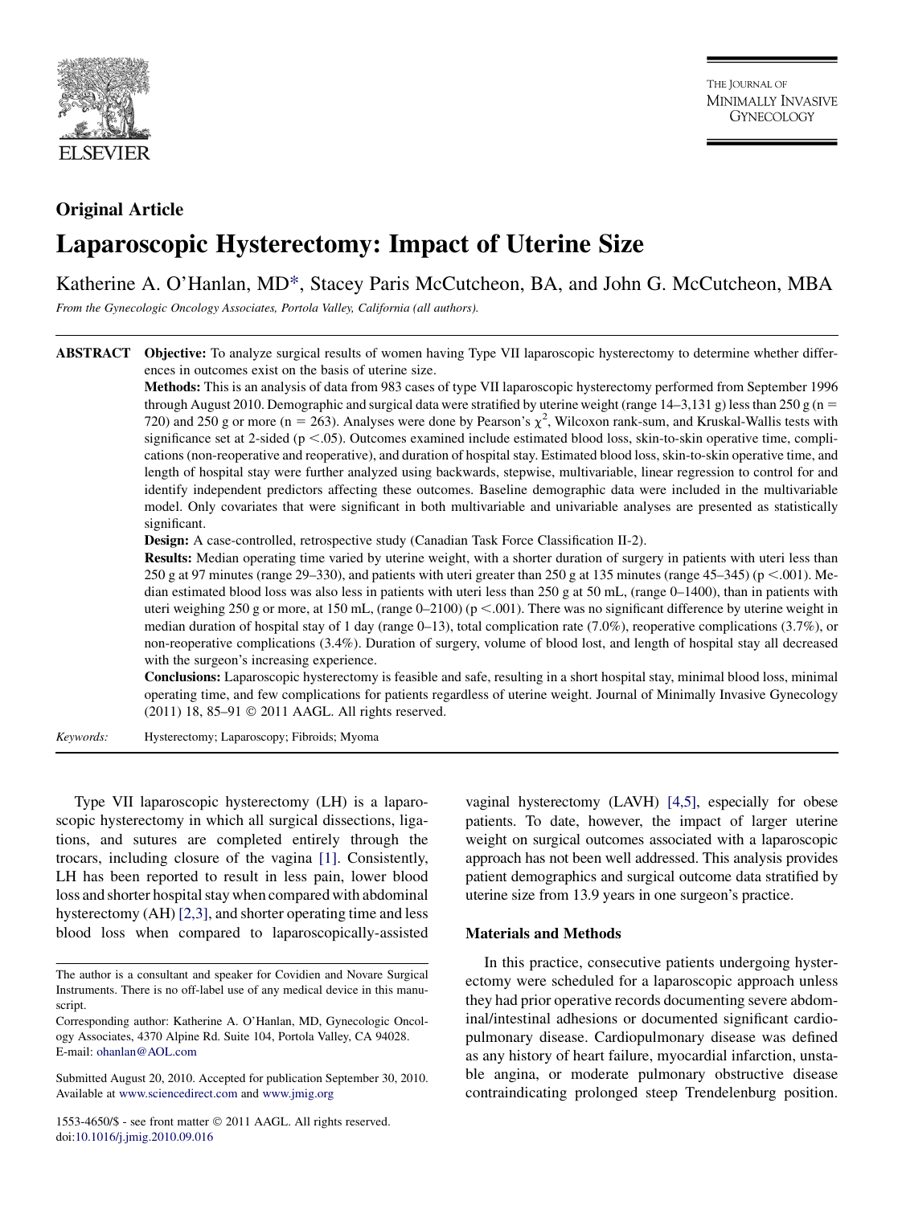Original Article

# Laparoscopic Hysterectomy: Impact of Uterine Size

Katherine A. O'Hanlan, MD*, Stacey Paris McCutcheon, BA, and John G. McCutcheon, MBA

*From the Gynecologic Oncology Associates, Portola Valley, California (all authors).*

**ABSTRACT** **Objective:** To analyze surgical results of women having Type VII laparoscopic hysterectomy to determine whether differences in outcomes exist on the basis of uterine size.

**Methods:** This is an analysis of data from 983 cases of type VII laparoscopic hysterectomy performed from September 1996 through August 2010. Demographic and surgical data were stratified by uterine weight (range 14–3,131 g) less than 250 g (n = 720) and 250 g or more (n = 263). Analyses were done by Pearson's $\chi^2$, Wilcoxon rank-sum, and Kruskal-Wallis tests with significance set at 2-sided ($p < .05$). Outcomes examined include estimated blood loss, skin-to-skin operative time, complications (non-reoperative and reoperative), and duration of hospital stay. Estimated blood loss, skin-to-skin operative time, and length of hospital stay were further analyzed using backwards, stepwise, multivariable, linear regression to control for and identify independent predictors affecting these outcomes. Baseline demographic data were included in the multivariable model. Only covariates that were significant in both multivariable and univariable analyses are presented as statistically significant.

**Design:** A case-controlled, retrospective study (Canadian Task Force Classification II-2).

**Results:** Median operating time varied by uterine weight, with a shorter duration of surgery in patients with uteri less than 250 g at 97 minutes (range 29–330), and patients with uteri greater than 250 g at 135 minutes (range 45–345) ($p < .001$). Median estimated blood loss was also less in patients with uteri less than 250 g at 50 mL, (range 0–1400), than in patients with uteri weighing 250 g or more, at 150 mL, (range 0–2100) ($p < .001$). There was no significant difference by uterine weight in median duration of hospital stay of 1 day (range 0–13), total complication rate (7.0%), reoperative complications (3.7%), or non-reoperative complications (3.4%). Duration of surgery, volume of blood lost, and length of hospital stay all decreased with the surgeon's increasing experience.

**Conclusions:** Laparoscopic hysterectomy is feasible and safe, resulting in a short hospital stay, minimal blood loss, minimal operating time, and few complications for patients regardless of uterine weight. Journal of Minimally Invasive Gynecology (2011) 18, 85–91 © 2011 AAGL. All rights reserved.

*Keywords:* Hysterectomy; Laparoscopy; Fibroids; Myoma

Type VII laparoscopic hysterectomy (LH) is a laparoscopic hysterectomy in which all surgical dissections, ligations, and sutures are completed entirely through the trocars, including closure of the vagina [1]. Consistently, LH has been reported to result in less pain, lower blood loss and shorter hospital stay when compared with abdominal hysterectomy (AH) [2,3], and shorter operating time and less blood loss when compared to laparoscopically-assisted vaginal hysterectomy (LAVH) [4,5], especially for obese patients. To date, however, the impact of larger uterine weight on surgical outcomes associated with a laparoscopic approach has not been well addressed. This analysis provides patient demographics and surgical outcome data stratified by uterine size from 13.9 years in one surgeon's practice.

## Materials and Methods

In this practice, consecutive patients undergoing hysterectomy were scheduled for a laparoscopic approach unless they had prior operative records documenting severe abdominal/intestinal adhesions or documented significant cardiopulmonary disease. Cardiopulmonary disease was defined as any history of heart failure, myocardial infarction, unstable angina, or moderate pulmonary obstructive disease contraindicating prolonged steep Trendelenburg position.

The author is a consultant and speaker for Covidien and Novare Surgical Instruments. There is no off-label use of any medical device in this manuscript.

Corresponding author: Katherine A. O'Hanlan, MD, Gynecologic Oncology Associates, 4370 Alpine Rd. Suite 104, Portola Valley, CA 94028.
E-mail: ohanlan@AOL.com

Submitted August 20, 2010. Accepted for publication September 30, 2010.
Available at www.sciencedirect.com and www.jmig.org

1553-4650/$ - see front matter © 2011 AAGL. All rights reserved.
doi:10.1016/j.jmig.2010.09.016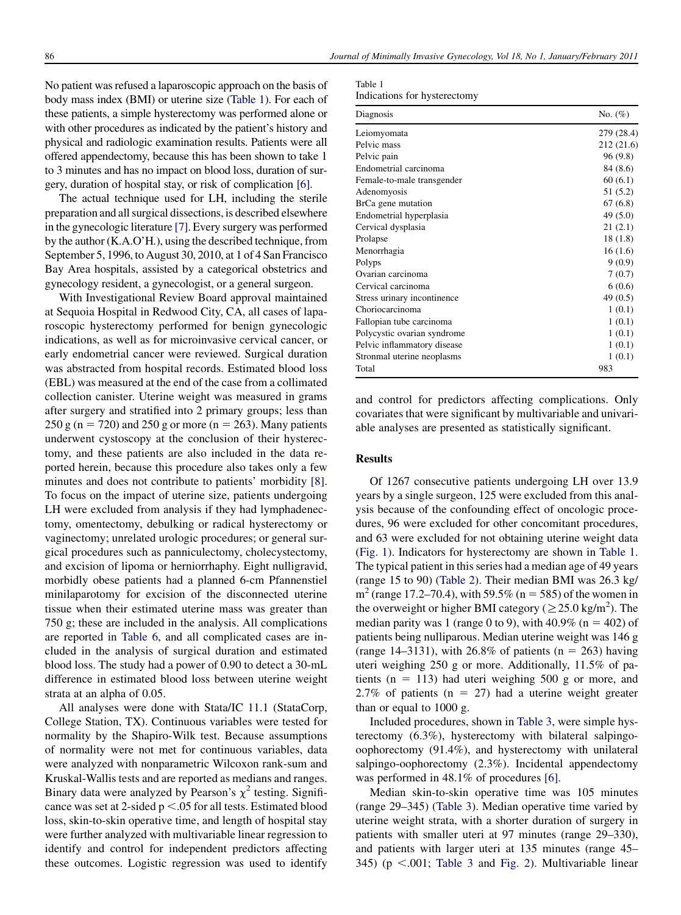No patient was refused a laparoscopic approach on the basis of body mass index (BMI) or uterine size (Table 1). For each of these patients, a simple hysterectomy was performed alone or with other procedures as indicated by the patient's history and physical and radiologic examination results. Patients were all offered appendectomy, because this has been shown to take 1 to 3 minutes and has no impact on blood loss, duration of surgery, duration of hospital stay, or risk of complication [6].

The actual technique used for LH, including the sterile preparation and all surgical dissections, is described elsewhere in the gynecologic literature [7]. Every surgery was performed by the author (K.A.O'H.), using the described technique, from September 5, 1996, to August 30, 2010, at 1 of 4 San Francisco Bay Area hospitals, assisted by a categorical obstetrics and gynecology resident, a gynecologist, or a general surgeon.

With Investigational Review Board approval maintained at Sequoia Hospital in Redwood City, CA, all cases of laparoscopic hysterectomy performed for benign gynecologic indications, as well as for microinvasive cervical cancer, or early endometrial cancer were reviewed. Surgical duration was abstracted from hospital records. Estimated blood loss (EBL) was measured at the end of the case from a collimated collection canister. Uterine weight was measured in grams after surgery and stratified into 2 primary groups; less than 250 g (n = 720) and 250 g or more (n = 263). Many patients underwent cystoscopy at the conclusion of their hysterectomy, and these patients are also included in the data reported herein, because this procedure also takes only a few minutes and does not contribute to patients' morbidity [8]. To focus on the impact of uterine size, patients undergoing LH were excluded from analysis if they had lymphadenectomy, omentectomy, debulking or radical hysterectomy or vaginectomy; unrelated urologic procedures; or general surgical procedures such as panniculectomy, cholecystectomy, and excision of lipoma or herniorrhaphy. Eight nulligravid, morbidly obese patients had a planned 6-cm Pfannenstiel minilaparotomy for excision of the disconnected uterine tissue when their estimated uterine mass was greater than 750 g; these are included in the analysis. All complications are reported in Table 6, and all complicated cases are included in the analysis of surgical duration and estimated blood loss. The study had a power of 0.90 to detect a 30-mL difference in estimated blood loss between uterine weight strata at an alpha of 0.05.

All analyses were done with Stata/IC 11.1 (StataCorp, College Station, TX). Continuous variables were tested for normality by the Shapiro-Wilk test. Because assumptions of normality were not met for continuous variables, data were analyzed with nonparametric Wilcoxon rank-sum and Kruskal-Wallis tests and are reported as medians and ranges. Binary data were analyzed by Pearson's $\chi^2$ testing. Significance was set at 2-sided $p < .05$ for all tests. Estimated blood loss, skin-to-skin operative time, and length of hospital stay were further analyzed with multivariable linear regression to identify and control for independent predictors affecting these outcomes. Logistic regression was used to identify and control for predictors affecting complications. Only covariates that were significant by multivariable and univariable analyses are presented as statistically significant.

Table 1
Indications for hysterectomy

| Diagnosis | No. (%) |
|---|---|
| Leiomyomata | 279 (28.4) |
| Pelvic mass | 212 (21.6) |
| Pelvic pain | 96 (9.8) |
| Endometrial carcinoma | 84 (8.6) |
| Female-to-male transgender | 60 (6.1) |
| Adenomyosis | 51 (5.2) |
| BrCa gene mutation | 67 (6.8) |
| Endometrial hyperplasia | 49 (5.0) |
| Cervical dysplasia | 21 (2.1) |
| Prolapse | 18 (1.8) |
| Menorrhagia | 16 (1.6) |
| Polyps | 9 (0.9) |
| Ovarian carcinoma | 7 (0.7) |
| Cervical carcinoma | 6 (0.6) |
| Stress urinary incontinence | 49 (0.5) |
| Choriocarcinoma | 1 (0.1) |
| Fallopian tube carcinoma | 1 (0.1) |
| Polycystic ovarian syndrome | 1 (0.1) |
| Pelvic inflammatory disease | 1 (0.1) |
| Stronmal uterine neoplasms | 1 (0.1) |
| Total | 983 |

## Results

Of 1267 consecutive patients undergoing LH over 13.9 years by a single surgeon, 125 were excluded from this analysis because of the confounding effect of oncologic procedures, 96 were excluded for other concomitant procedures, and 63 were excluded for not obtaining uterine weight data (Fig. 1). Indicators for hysterectomy are shown in Table 1. The typical patient in this series had a median age of 49 years (range 15 to 90) (Table 2). Their median BMI was 26.3 kg/m$^2$ (range 17.2–70.4), with 59.5% (n = 585) of the women in the overweight or higher BMI category ($\geq 25.0$ kg/m$^2$). The median parity was 1 (range 0 to 9), with 40.9% (n = 402) of patients being nulliparous. Median uterine weight was 146 g (range 14–3131), with 26.8% of patients (n = 263) having uteri weighing 250 g or more. Additionally, 11.5% of patients (n = 113) had uteri weighing 500 g or more, and 2.7% of patients (n = 27) had a uterine weight greater than or equal to 1000 g.

Included procedures, shown in Table 3, were simple hysterectomy (6.3%), hysterectomy with bilateral salpingo-oophorectomy (91.4%), and hysterectomy with unilateral salpingo-oophorectomy (2.3%). Incidental appendectomy was performed in 48.1% of procedures [6].

Median skin-to-skin operative time was 105 minutes (range 29–345) (Table 3). Median operative time varied by uterine weight strata, with a shorter duration of surgery in patients with smaller uteri at 97 minutes (range 29–330), and patients with larger uteri at 135 minutes (range 45–345) ($p < .001$; Table 3 and Fig. 2). Multivariable linear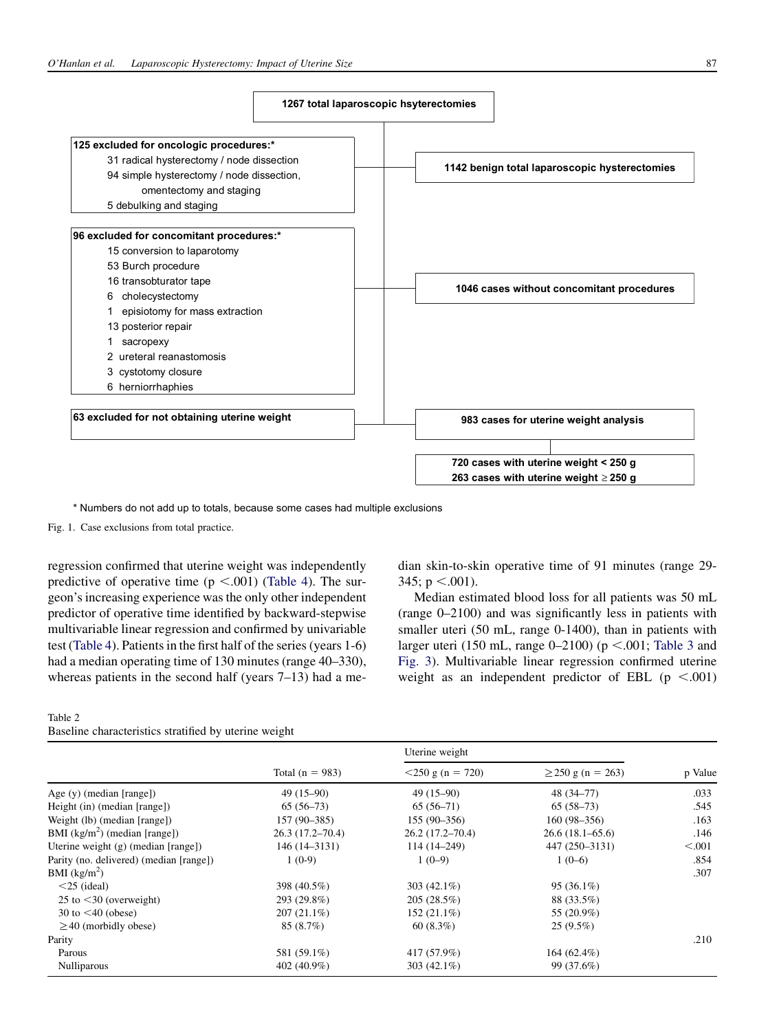1267 total laparoscopic hsyterectomies

125 excluded for oncologic procedures:*
- 31 radical hysterectomy / node dissection
- 94 simple hysterectomy / node dissection, omentectomy and staging
- 5 debulking and staging

1142 benign total laparoscopic hysterectomies

96 excluded for concomitant procedures:*
- 15 conversion to laparotomy
- 53 Burch procedure
- 16 transobturator tape
- 6 cholecystectomy
- 1 episiotomy for mass extraction
- 13 posterior repair
- 1 sacropexy
- 2 ureteral reanastomosis
- 3 cystotomy closure
- 6 herniorrhaphies

1046 cases without concomitant procedures

63 excluded for not obtaining uterine weight

983 cases for uterine weight analysis

720 cases with uterine weight < 250 g
263 cases with uterine weight ≥ 250 g

* Numbers do not add up to totals, because some cases had multiple exclusions

Fig. 1. Case exclusions from total practice.

regression confirmed that uterine weight was independently predictive of operative time ($p < .001$) (Table 4). The surgeon's increasing experience was the only other independent predictor of operative time identified by backward-stepwise multivariable linear regression and confirmed by univariable test (Table 4). Patients in the first half of the series (years 1-6) had a median operating time of 130 minutes (range 40–330), whereas patients in the second half (years 7–13) had a median skin-to-skin operative time of 91 minutes (range 29-345; $p < .001$).

Median estimated blood loss for all patients was 50 mL (range 0–2100) and was significantly less in patients with smaller uteri (50 mL, range 0-1400), than in patients with larger uteri (150 mL, range 0–2100) ($p < .001$; Table 3 and Fig. 3). Multivariable linear regression confirmed uterine weight as an independent predictor of EBL ($p < .001$)

Table 2
Baseline characteristics stratified by uterine weight

| | Total (n = 983) | Uterine weight | | p Value |
|---|---|---|---|---|
| | | <250 g (n = 720) | ≥250 g (n = 263) | |
| Age (y) (median [range]) | 49 (15–90) | 49 (15–90) | 48 (34–77) | .033 |
| Height (in) (median [range]) | 65 (56–73) | 65 (56–71) | 65 (58–73) | .545 |
| Weight (lb) (median [range]) | 157 (90–385) | 155 (90–356) | 160 (98–356) | .163 |
| BMI (kg/m$^2$) (median [range]) | 26.3 (17.2–70.4) | 26.2 (17.2–70.4) | 26.6 (18.1–65.6) | .146 |
| Uterine weight (g) (median [range]) | 146 (14–3131) | 114 (14–249) | 447 (250–3131) | <.001 |
| Parity (no. delivered) (median [range]) | 1 (0-9) | 1 (0–9) | 1 (0–6) | .854 |
| BMI (kg/m$^2$) | | | | .307 |
| <25 (ideal) | 398 (40.5%) | 303 (42.1%) | 95 (36.1%) | |
| 25 to <30 (overweight) | 293 (29.8%) | 205 (28.5%) | 88 (33.5%) | |
| 30 to <40 (obese) | 207 (21.1%) | 152 (21.1%) | 55 (20.9%) | |
| ≥40 (morbidly obese) | 85 (8.7%) | 60 (8.3%) | 25 (9.5%) | |
| Parity | | | | .210 |
| Parous | 581 (59.1%) | 417 (57.9%) | 164 (62.4%) | |
| Nulliparous | 402 (40.9%) | 303 (42.1%) | 99 (37.6%) | |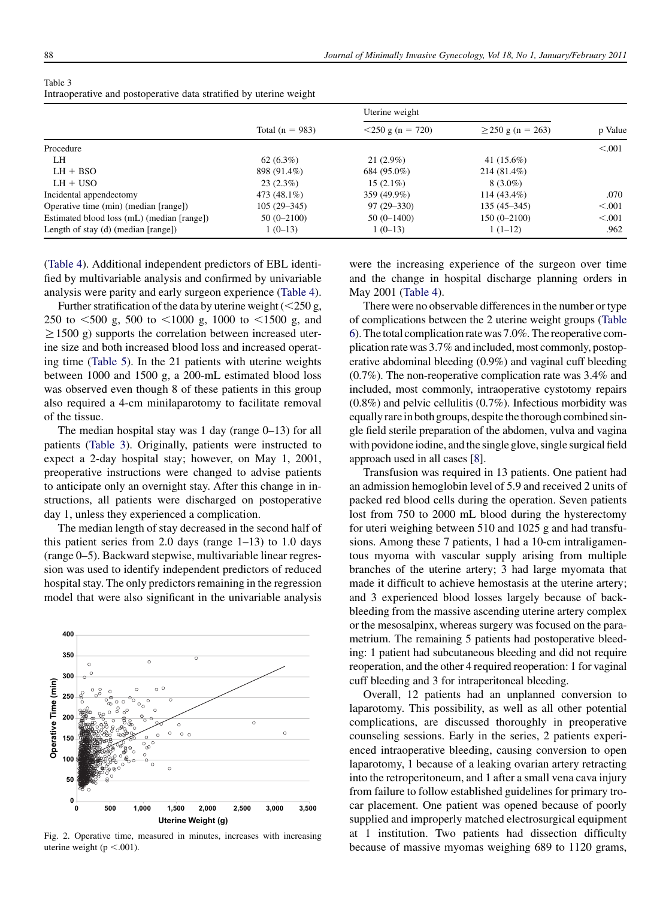Table 3
Intraoperative and postoperative data stratified by uterine weight

| | Total (n = 983) | Uterine weight | | p Value |
|---|---|---|---|---|
| | | <250 g (n = 720) | ≥250 g (n = 263) | |
| Procedure | | | | <.001 |
| LH | 62 (6.3%) | 21 (2.9%) | 41 (15.6%) | |
| LH + BSO | 898 (91.4%) | 684 (95.0%) | 214 (81.4%) | |
| LH + USO | 23 (2.3%) | 15 (2.1%) | 8 (3.0%) | |
| Incidental appendectomy | 473 (48.1%) | 359 (49.9%) | 114 (43.4%) | .070 |
| Operative time (min) (median [range]) | 105 (29–345) | 97 (29–330) | 135 (45–345) | <.001 |
| Estimated blood loss (mL) (median [range]) | 50 (0–2100) | 50 (0–1400) | 150 (0–2100) | <.001 |
| Length of stay (d) (median [range]) | 1 (0–13) | 1 (0–13) | 1 (1–12) | .962 |

(Table 4). Additional independent predictors of EBL identified by multivariable analysis and confirmed by univariable analysis were parity and early surgeon experience (Table 4).

Further stratification of the data by uterine weight (<250 g, 250 to <500 g, 500 to <1000 g, 1000 to <1500 g, and ≥1500 g) supports the correlation between increased uterine size and both increased blood loss and increased operating time (Table 5). In the 21 patients with uterine weights between 1000 and 1500 g, a 200-mL estimated blood loss was observed even though 8 of these patients in this group also required a 4-cm minilaparotomy to facilitate removal of the tissue.

The median hospital stay was 1 day (range 0–13) for all patients (Table 3). Originally, patients were instructed to expect a 2-day hospital stay; however, on May 1, 2001, preoperative instructions were changed to advise patients to anticipate only an overnight stay. After this change in instructions, all patients were discharged on postoperative day 1, unless they experienced a complication.

The median length of stay decreased in the second half of this patient series from 2.0 days (range 1–13) to 1.0 days (range 0–5). Backward stepwise, multivariable linear regression was used to identify independent predictors of reduced hospital stay. The only predictors remaining in the regression model that were also significant in the univariable analysis were the increasing experience of the surgeon over time and the change in hospital discharge planning orders in May 2001 (Table 4).

Fig. 2. Operative time, measured in minutes, increases with increasing uterine weight (p <.001).

There were no observable differences in the number or type of complications between the 2 uterine weight groups (Table 6). The total complication rate was 7.0%. The reoperative complication rate was 3.7% and included, most commonly, postoperative abdominal bleeding (0.9%) and vaginal cuff bleeding (0.7%). The non-reoperative complication rate was 3.4% and included, most commonly, intraoperative cystotomy repairs (0.8%) and pelvic cellulitis (0.7%). Infectious morbidity was equally rare in both groups, despite the thorough combined single field sterile preparation of the abdomen, vulva and vagina with povidone iodine, and the single glove, single surgical field approach used in all cases [8].

Transfusion was required in 13 patients. One patient had an admission hemoglobin level of 5.9 and received 2 units of packed red blood cells during the operation. Seven patients lost from 750 to 2000 mL blood during the hysterectomy for uteri weighing between 510 and 1025 g and had transfusions. Among these 7 patients, 1 had a 10-cm intraligamentous myoma with vascular supply arising from multiple branches of the uterine artery; 3 had large myomata that made it difficult to achieve hemostasis at the uterine artery; and 3 experienced blood losses largely because of backbleeding from the massive ascending uterine artery complex or the mesosalpinx, whereas surgery was focused on the parametrium. The remaining 5 patients had postoperative bleeding: 1 patient had subcutaneous bleeding and did not require reoperation, and the other 4 required reoperation: 1 for vaginal cuff bleeding and 3 for intraperitoneal bleeding.

Overall, 12 patients had an unplanned conversion to laparotomy. This possibility, as well as all other potential complications, are discussed thoroughly in preoperative counseling sessions. Early in the series, 2 patients experienced intraoperative bleeding, causing conversion to open laparotomy, 1 because of a leaking ovarian artery retracting into the retroperitoneum, and 1 after a small vena cava injury from failure to follow established guidelines for primary trocar placement. One patient was opened because of poorly supplied and improperly matched electrosurgical equipment at 1 institution. Two patients had dissection difficulty because of massive myomas weighing 689 to 1120 grams,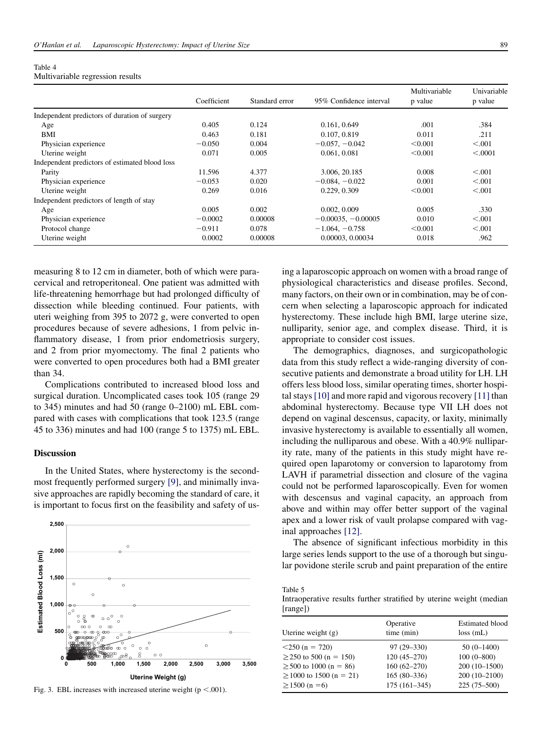Table 4
Multivariable regression results

| | Coefficient | Standard error | 95% Confidence interval | Multivariable p value | Univariable p value |
|---|---|---|---|---|---|
| Independent predictors of duration of surgery | | | | | |
| Age | 0.405 | 0.124 | 0.161, 0.649 | .001 | .384 |
| BMI | 0.463 | 0.181 | 0.107, 0.819 | 0.011 | .211 |
| Physician experience | −0.050 | 0.004 | −0.057, −0.042 | <0.001 | <.001 |
| Uterine weight | 0.071 | 0.005 | 0.061, 0.081 | <0.001 | <.0001 |
| Independent predictors of estimated blood loss | | | | | |
| Parity | 11.596 | 4.377 | 3.006, 20.185 | 0.008 | <.001 |
| Physician experience | −0.053 | 0.020 | −0.084, −0.022 | 0.001 | <.001 |
| Uterine weight | 0.269 | 0.016 | 0.229, 0.309 | <0.001 | <.001 |
| Independent predictors of length of stay | | | | | |
| Age | 0.005 | 0.002 | 0.002, 0.009 | 0.005 | .330 |
| Physician experience | −0.0002 | 0.00008 | −0.00035, −0.00005 | 0.010 | <.001 |
| Protocol change | −0.911 | 0.078 | −1.064, −0.758 | <0.001 | <.001 |
| Uterine weight | 0.0002 | 0.00008 | 0.00003, 0.00034 | 0.018 | .962 |

measuring 8 to 12 cm in diameter, both of which were paracervical and retroperitoneal. One patient was admitted with life-threatening hemorrhage but had prolonged difficulty of dissection while bleeding continued. Four patients, with uteri weighing from 395 to 2072 g, were converted to open procedures because of severe adhesions, 1 from pelvic inflammatory disease, 1 from prior endometriosis surgery, and 2 from prior myomectomy. The final 2 patients who were converted to open procedures both had a BMI greater than 34.

Complications contributed to increased blood loss and surgical duration. Uncomplicated cases took 105 (range 29 to 345) minutes and had 50 (range 0–2100) mL EBL compared with cases with complications that took 123.5 (range 45 to 336) minutes and had 100 (range 5 to 1375) mL EBL.

## Discussion

In the United States, where hysterectomy is the second-most frequently performed surgery [9], and minimally invasive approaches are rapidly becoming the standard of care, it is important to focus first on the feasibility and safety of using a laparoscopic approach on women with a broad range of physiological characteristics and disease profiles. Second, many factors, on their own or in combination, may be of concern when selecting a laparoscopic approach for indicated hysterectomy. These include high BMI, large uterine size, nulliparity, senior age, and complex disease. Third, it is appropriate to consider cost issues.

The demographics, diagnoses, and surgicopathologic data from this study reflect a wide-ranging diversity of consecutive patients and demonstrate a broad utility for LH. LH offers less blood loss, similar operating times, shorter hospital stays [10] and more rapid and vigorous recovery [11] than abdominal hysterectomy. Because type VII LH does not depend on vaginal descensus, capacity, or laxity, minimally invasive hysterectomy is available to essentially all women, including the nulliparous and obese. With a 40.9% nulliparity rate, many of the patients in this study might have required open laparotomy or conversion to laparotomy from LAVH if parametrial dissection and closure of the vagina could not be performed laparoscopically. Even for women with descensus and vaginal capacity, an approach from above and within may offer better support of the vaginal apex and a lower risk of vault prolapse compared with vaginal approaches [12].

The absence of significant infectious morbidity in this large series lends support to the use of a thorough but singular povidone sterile scrub and paint preparation of the entire

Fig. 3. EBL increases with increased uterine weight (p <.001).

Table 5
Intraoperative results further stratified by uterine weight (median [range])

| Uterine weight (g) | Operative time (min) | Estimated blood loss (mL) |
|---|---|---|
| <250 (n = 720) | 97 (29–330) | 50 (0–1400) |
| ≥250 to 500 (n = 150) | 120 (45–270) | 100 (0–800) |
| ≥500 to 1000 (n = 86) | 160 (62–270) | 200 (10–1500) |
| ≥1000 to 1500 (n = 21) | 165 (80–336) | 200 (10–2100) |
| ≥1500 (n = 6) | 175 (161–345) | 225 (75–500) |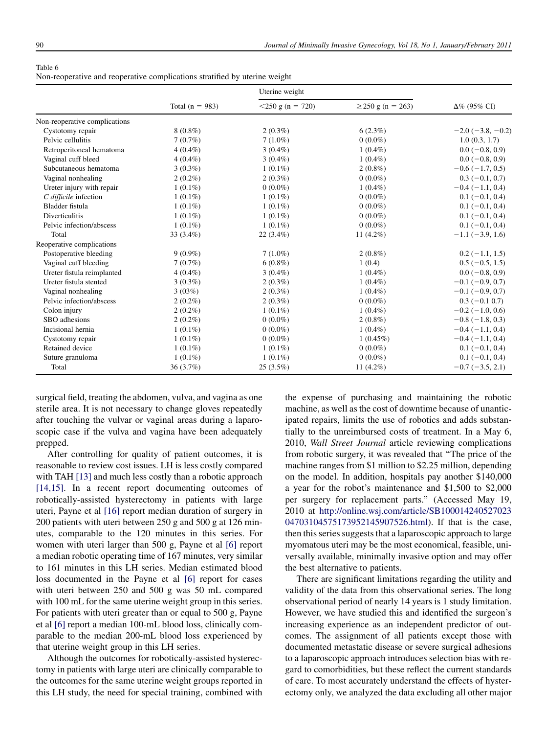Table 6
Non-reoperative and reoperative complications stratified by uterine weight

| | Total (n = 983) | Uterine weight | | Δ% (95% CI) |
|---|---|---|---|---|
| | | <250 g (n = 720) | ≥250 g (n = 263) | |
| Non-reoperative complications | | | | |
| Cystotomy repair | 8 (0.8%) | 2 (0.3%) | 6 (2.3%) | −2.0 (−3.8, −0.2) |
| Pelvic cellulitis | 7 (0.7%) | 7 (1.0%) | 0 (0.0%) | 1.0 (0.3, 1.7) |
| Retroperitoneal hematoma | 4 (0.4%) | 3 (0.4%) | 1 (0.4%) | 0.0 (−0.8, 0.9) |
| Vaginal cuff bleed | 4 (0.4%) | 3 (0.4%) | 1 (0.4%) | 0.0 (−0.8, 0.9) |
| Subcutaneous hematoma | 3 (0.3%) | 1 (0.1%) | 2 (0.8%) | −0.6 (−1.7, 0.5) |
| Vaginal nonhealing | 2 (0.2%) | 2 (0.3%) | 0 (0.0%) | 0.3 (−0.1, 0.7) |
| Ureter injury with repair | 1 (0.1%) | 0 (0.0%) | 1 (0.4%) | −0.4 (−1.1, 0.4) |
| *C difficile* infection | 1 (0.1%) | 1 (0.1%) | 0 (0.0%) | 0.1 (−0.1, 0.4) |
| Bladder fistula | 1 (0.1%) | 1 (0.1%) | 0 (0.0%) | 0.1 (−0.1, 0.4) |
| Diverticulitis | 1 (0.1%) | 1 (0.1%) | 0 (0.0%) | 0.1 (−0.1, 0.4) |
| Pelvic infection/abscess | 1 (0.1%) | 1 (0.1%) | 0 (0.0%) | 0.1 (−0.1, 0.4) |
| Total | 33 (3.4%) | 22 (3.4%) | 11 (4.2%) | −1.1 (−3.9, 1.6) |
| Reoperative complications | | | | |
| Postoperative bleeding | 9 (0.9%) | 7 (1.0%) | 2 (0.8%) | 0.2 (−1.1, 1.5) |
| Vaginal cuff bleeding | 7 (0.7%) | 6 (0.8%) | 1 (0.4) | 0.5 (−0.5, 1.5) |
| Ureter fistula reimplanted | 4 (0.4%) | 3 (0.4%) | 1 (0.4%) | 0.0 (−0.8, 0.9) |
| Ureter fistula stented | 3 (0.3%) | 2 (0.3%) | 1 (0.4%) | −0.1 (−0.9, 0.7) |
| Vaginal nonhealing | 3 (03%) | 2 (0.3%) | 1 (0.4%) | −0.1 (−0.9, 0.7) |
| Pelvic infection/abscess | 2 (0.2%) | 2 (0.3%) | 0 (0.0%) | 0.3 (−0.1 0.7) |
| Colon injury | 2 (0.2%) | 1 (0.1%) | 1 (0.4%) | −0.2 (−1.0, 0.6) |
| SBO adhesions | 2 (0.2%) | 0 (0.0%) | 2 (0.8%) | −0.8 (−1.8, 0.3) |
| Incisional hernia | 1 (0.1%) | 0 (0.0%) | 1 (0.4%) | −0.4 (−1.1, 0.4) |
| Cystotomy repair | 1 (0.1%) | 0 (0.0%) | 1 (0.45%) | −0.4 (−1.1, 0.4) |
| Retained device | 1 (0.1%) | 1 (0.1%) | 0 (0.0%) | 0.1 (−0.1, 0.4) |
| Suture granuloma | 1 (0.1%) | 1 (0.1%) | 0 (0.0%) | 0.1 (−0.1, 0.4) |
| Total | 36 (3.7%) | 25 (3.5%) | 11 (4.2%) | −0.7 (−3.5, 2.1) |

surgical field, treating the abdomen, vulva, and vagina as one sterile area. It is not necessary to change gloves repeatedly after touching the vulvar or vaginal areas during a laparoscopic case if the vulva and vagina have been adequately prepped.

After controlling for quality of patient outcomes, it is reasonable to review cost issues. LH is less costly compared with TAH [13] and much less costly than a robotic approach [14,15]. In a recent report documenting outcomes of robotically-assisted hysterectomy in patients with large uteri, Payne et al [16] report median duration of surgery in 200 patients with uteri between 250 g and 500 g at 126 minutes, comparable to the 120 minutes in this series. For women with uteri larger than 500 g, Payne et al [6] report a median robotic operating time of 167 minutes, very similar to 161 minutes in this LH series. Median estimated blood loss documented in the Payne et al [6] report for cases with uteri between 250 and 500 g was 50 mL compared with 100 mL for the same uterine weight group in this series. For patients with uteri greater than or equal to 500 g, Payne et al [6] report a median 100-mL blood loss, clinically comparable to the median 200-mL blood loss experienced by that uterine weight group in this LH series.

Although the outcomes for robotically-assisted hysterectomy in patients with large uteri are clinically comparable to the outcomes for the same uterine weight groups reported in this LH study, the need for special training, combined with the expense of purchasing and maintaining the robotic machine, as well as the cost of downtime because of unanticipated repairs, limits the use of robotics and adds substantially to the unreimbursed costs of treatment. In a May 6, 2010, *Wall Street Journal* article reviewing complications from robotic surgery, it was revealed that "The price of the machine ranges from $1 million to $2.25 million, depending on the model. In addition, hospitals pay another $140,000 a year for the robot's maintenance and $1,500 to $2,000 per surgery for replacement parts." (Accessed May 19, 2010 at http://online.wsj.com/article/SB10001424052702304703104575173952145907526.html). If that is the case, then this series suggests that a laparoscopic approach to large myomatous uteri may be the most economical, feasible, universally available, minimally invasive option and may offer the best alternative to patients.

There are significant limitations regarding the utility and validity of the data from this observational series. The long observational period of nearly 14 years is 1 study limitation. However, we have studied this and identified the surgeon's increasing experience as an independent predictor of outcomes. The assignment of all patients except those with documented metastatic disease or severe surgical adhesions to a laparoscopic approach introduces selection bias with regard to comorbidities, but these reflect the current standards of care. To most accurately understand the effects of hysterectomy only, we analyzed the data excluding all other major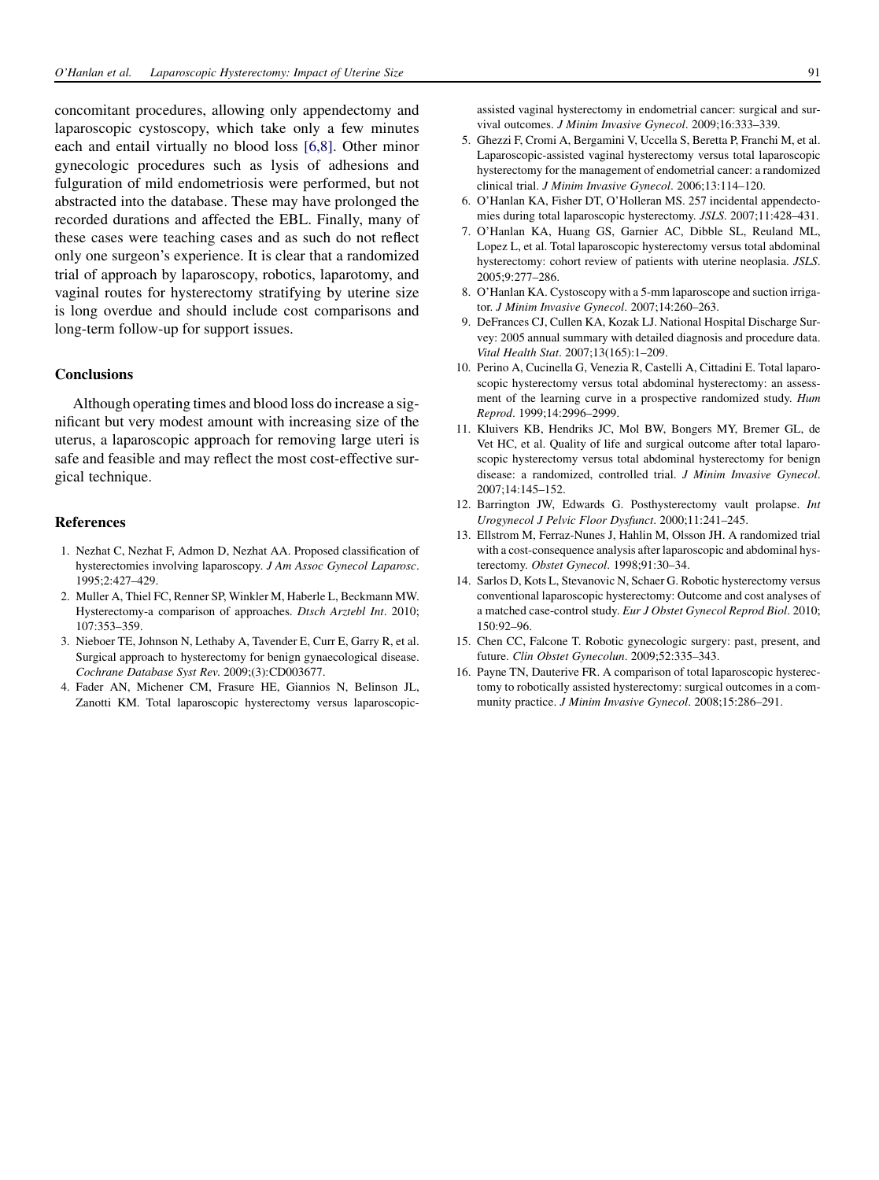concomitant procedures, allowing only appendectomy and laparoscopic cystoscopy, which take only a few minutes each and entail virtually no blood loss [6,8]. Other minor gynecologic procedures such as lysis of adhesions and fulguration of mild endometriosis were performed, but not abstracted into the database. These may have prolonged the recorded durations and affected the EBL. Finally, many of these cases were teaching cases and as such do not reflect only one surgeon's experience. It is clear that a randomized trial of approach by laparoscopy, robotics, laparotomy, and vaginal routes for hysterectomy stratifying by uterine size is long overdue and should include cost comparisons and long-term follow-up for support issues.

## Conclusions

Although operating times and blood loss do increase a significant but very modest amount with increasing size of the uterus, a laparoscopic approach for removing large uteri is safe and feasible and may reflect the most cost-effective surgical technique.

## References

1. Nezhat C, Nezhat F, Admon D, Nezhat AA. Proposed classification of hysterectomies involving laparoscopy. *J Am Assoc Gynecol Laparosc*. 1995;2:427–429.
2. Muller A, Thiel FC, Renner SP, Winkler M, Haberle L, Beckmann MW. Hysterectomy-a comparison of approaches. *Dtsch Arztebl Int*. 2010; 107:353–359.
3. Nieboer TE, Johnson N, Lethaby A, Tavender E, Curr E, Garry R, et al. Surgical approach to hysterectomy for benign gynaecological disease. *Cochrane Database Syst Rev.* 2009;(3):CD003677.
4. Fader AN, Michener CM, Frasure HE, Giannios N, Belinson JL, Zanotti KM. Total laparoscopic hysterectomy versus laparoscopic-assisted vaginal hysterectomy in endometrial cancer: surgical and survival outcomes. *J Minim Invasive Gynecol*. 2009;16:333–339.
5. Ghezzi F, Cromi A, Bergamini V, Uccella S, Beretta P, Franchi M, et al. Laparoscopic-assisted vaginal hysterectomy versus total laparoscopic hysterectomy for the management of endometrial cancer: a randomized clinical trial. *J Minim Invasive Gynecol*. 2006;13:114–120.
6. O'Hanlan KA, Fisher DT, O'Holleran MS. 257 incidental appendectomies during total laparoscopic hysterectomy. *JSLS*. 2007;11:428–431.
7. O'Hanlan KA, Huang GS, Garnier AC, Dibble SL, Reuland ML, Lopez L, et al. Total laparoscopic hysterectomy versus total abdominal hysterectomy: cohort review of patients with uterine neoplasia. *JSLS*. 2005;9:277–286.
8. O'Hanlan KA. Cystoscopy with a 5-mm laparoscope and suction irrigator. *J Minim Invasive Gynecol*. 2007;14:260–263.
9. DeFrances CJ, Cullen KA, Kozak LJ. National Hospital Discharge Survey: 2005 annual summary with detailed diagnosis and procedure data. *Vital Health Stat*. 2007;13(165):1–209.
10. Perino A, Cucinella G, Venezia R, Castelli A, Cittadini E. Total laparoscopic hysterectomy versus total abdominal hysterectomy: an assessment of the learning curve in a prospective randomized study. *Hum Reprod*. 1999;14:2996–2999.
11. Kluivers KB, Hendriks JC, Mol BW, Bongers MY, Bremer GL, de Vet HC, et al. Quality of life and surgical outcome after total laparoscopic hysterectomy versus total abdominal hysterectomy for benign disease: a randomized, controlled trial. *J Minim Invasive Gynecol*. 2007;14:145–152.
12. Barrington JW, Edwards G. Posthysterectomy vault prolapse. *Int Urogynecol J Pelvic Floor Dysfunct*. 2000;11:241–245.
13. Ellstrom M, Ferraz-Nunes J, Hahlin M, Olsson JH. A randomized trial with a cost-consequence analysis after laparoscopic and abdominal hysterectomy. *Obstet Gynecol*. 1998;91:30–34.
14. Sarlos D, Kots L, Stevanovic N, Schaer G. Robotic hysterectomy versus conventional laparoscopic hysterectomy: Outcome and cost analyses of a matched case-control study. *Eur J Obstet Gynecol Reprod Biol*. 2010; 150:92–96.
15. Chen CC, Falcone T. Robotic gynecologic surgery: past, present, and future. *Clin Obstet Gynecolun*. 2009;52:335–343.
16. Payne TN, Dauterive FR. A comparison of total laparoscopic hysterectomy to robotically assisted hysterectomy: surgical outcomes in a community practice. *J Minim Invasive Gynecol*. 2008;15:286–291.